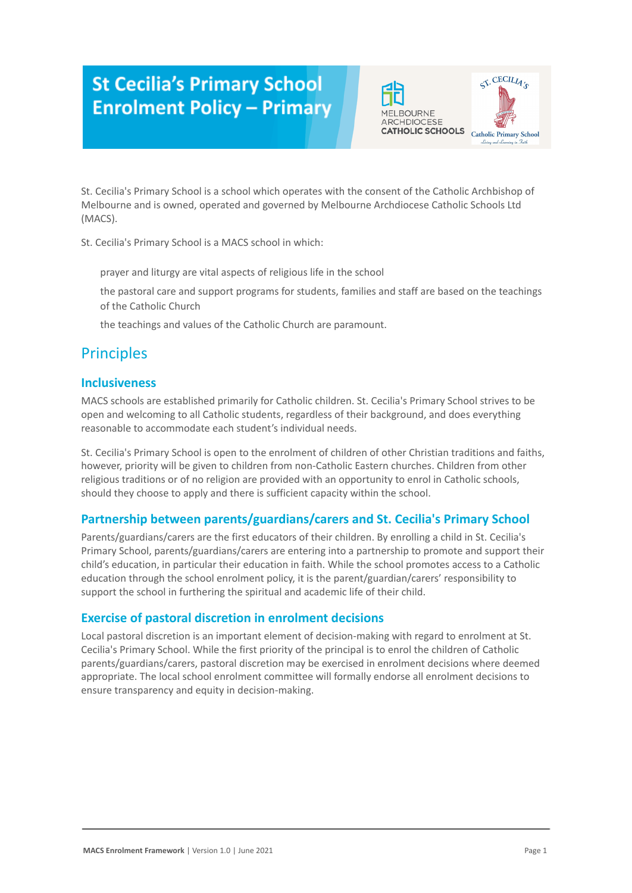# St Cecilia's Primary School Enrolment Policy – Primary

St. Cecilia's Primary School is a school which operates with the consent of the Catholic Archbishop of Melbourne and is owned, operated and governed by Melbourne Archdiocese Catholic Schools Ltd (MACS).

St. Cecilia's Primary School is a MACS school in which:

- prayer and liturgy are vital aspects of religious life in the school
- the pastoral care and support programs for students, families and staff are based on the teachings of the Catholic Church
- the teachings and values of the Catholic Church are paramount.

## Principles

### Inclusiveness

MACS schools are established primarily for Catholic children. St. Cecilia's Primary School strives to be open and welcoming to all Catholic students, regardless of their background, and does everything reasonable to accommodate each student's individual needs.

St. Cecilia's Primary School is open to the enrolment of children of other Christian traditions and faiths, however, priority will be given to children from non-Catholic Eastern churches. Children from other religious traditions or of no religion are provided with an opportunity to enrol in Catholic schools, should they choose to apply and there is sufficient capacity within the school.

### Partnership between parents/guardians/carers and St. Cecilia's Primary School

Parents/guardians/carers are the first educators of their children. By enrolling a child in St. Cecilia's Primary School, parents/guardians/carers are entering into a partnership to promote and support their child's education, in particular their education in faith. While the school promotes access to a Catholic education through the school enrolment policy, it is the parent/guardian/carers' responsibility to support the school in furthering the spiritual and academic life of their child.

### Exercise of pastoral discretion in enrolment decisions

Local pastoral discretion is an important element of decision-making with regard to enrolment at St. Cecilia's Primary School. While the first priority of the principal is to enrol the children of Catholic parents/guardians/carers, pastoral discretion may be exercised in enrolment decisions where deemed appropriate. The local school enrolment committee will formally endorse all enrolment decisions to ensure transparency and equity in decision-making.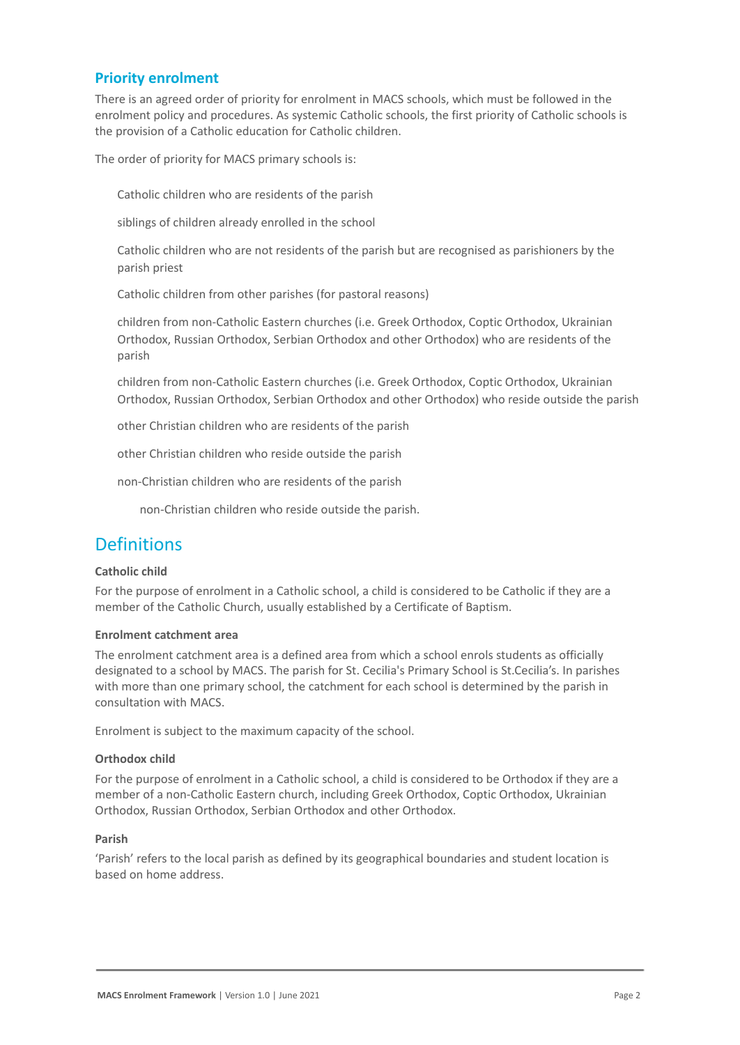## Priority enrolment

There is an agreed order of priority for enrolment in MACS schools, which must be followed in the enrolment policy and procedures. As systemic Catholic schools, the first priority of Catholic schools is the provision of a Catholic education for Catholic children.

The order of priority for MACS primary schools is:

- Catholic children who are residents of the parish
- siblings of children already enrolled in the school
- Catholic children who are not residents of the parish but are recognised as parishioners by the parish priest
- Catholic children from other parishes (for pastoral reasons)
- children from non-Catholic Eastern churches (i.e. Greek Orthodox, Coptic Orthodox, Ukrainian Orthodox, Russian Orthodox, Serbian Orthodox and other Orthodox) who are residents of the parish
- children from non-Catholic Eastern churches (i.e. Greek Orthodox, Coptic Orthodox, Ukrainian Orthodox, Russian Orthodox, Serbian Orthodox and other Orthodox) who reside outside the parish
- other Christian children who are residents of the parish
- other Christian children who reside outside the parish
- non-Christian children who are residents of the parish
- non-Christian children who reside outside the parish.

# Definitions

**Catholic child**

For the purpose of enrolment in a Catholic school, a child is considered to be Catholic if they are a member of the Catholic Church, usually established by a Certificate of Baptism.

**Enrolment catchment area**

The enrolment catchment area is a defined area from which a school enrols students as officially designated to a school by MACS. The parish for St. Cecilia's Primary School is St.Cecilia's. In parishes with more than one primary school, the catchment for each school is determined by the parish in consultation with MACS.

Enrolment is subject to the maximum capacity of the school.

**Orthodox child**

For the purpose of enrolment in a Catholic school, a child is considered to be Orthodox if they are a member of a non-Catholic Eastern church, including Greek Orthodox, Coptic Orthodox, Ukrainian Orthodox, Russian Orthodox, Serbian Orthodox and other Orthodox.

**Parish**

'Parish' refers to the local parish as defined by its geographical boundaries and student location is based on home address.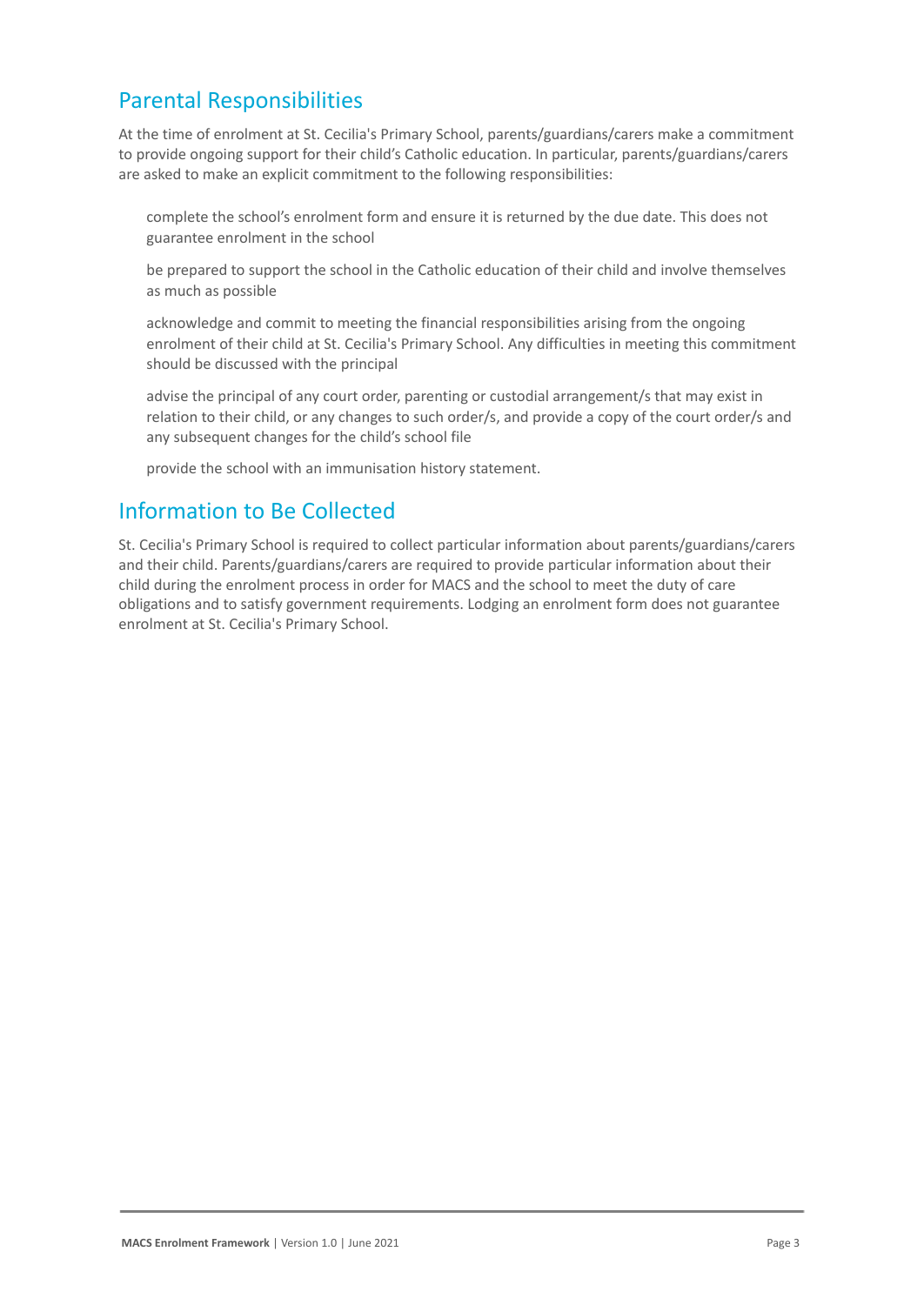## Parental Responsibilities

At the time of enrolment at St. Cecilia's Primary School, parents/guardians/carers make a commitment to provide ongoing support for their child's Catholic education. In particular, parents/guardians/carers are asked to make an explicit commitment to the following responsibilities:

- complete the school's enrolment form and ensure it is returned by the due date. This does not guarantee enrolment in the school
- be prepared to support the school in the Catholic education of their child and involve themselves as much as possible
- acknowledge and commit to meeting the financial responsibilities arising from the ongoing enrolment of their child at St. Cecilia's Primary School. Any difficulties in meeting this commitment should be discussed with the principal
- advise the principal of any court order, parenting or custodial arrangement/s that may exist in relation to their child, or any changes to such order/s, and provide a copy of the court order/s and any subsequent changes for the child's school file
- provide the school with an immunisation history statement.

## Information to Be Collected

St. Cecilia's Primary School is required to collect particular information about parents/guardians/carers and their child. Parents/guardians/carers are required to provide particular information about their child during the enrolment process in order for MACS and the school to meet the duty of care obligations and to satisfy government requirements. Lodging an enrolment form does not guarantee enrolment at St. Cecilia's Primary School.